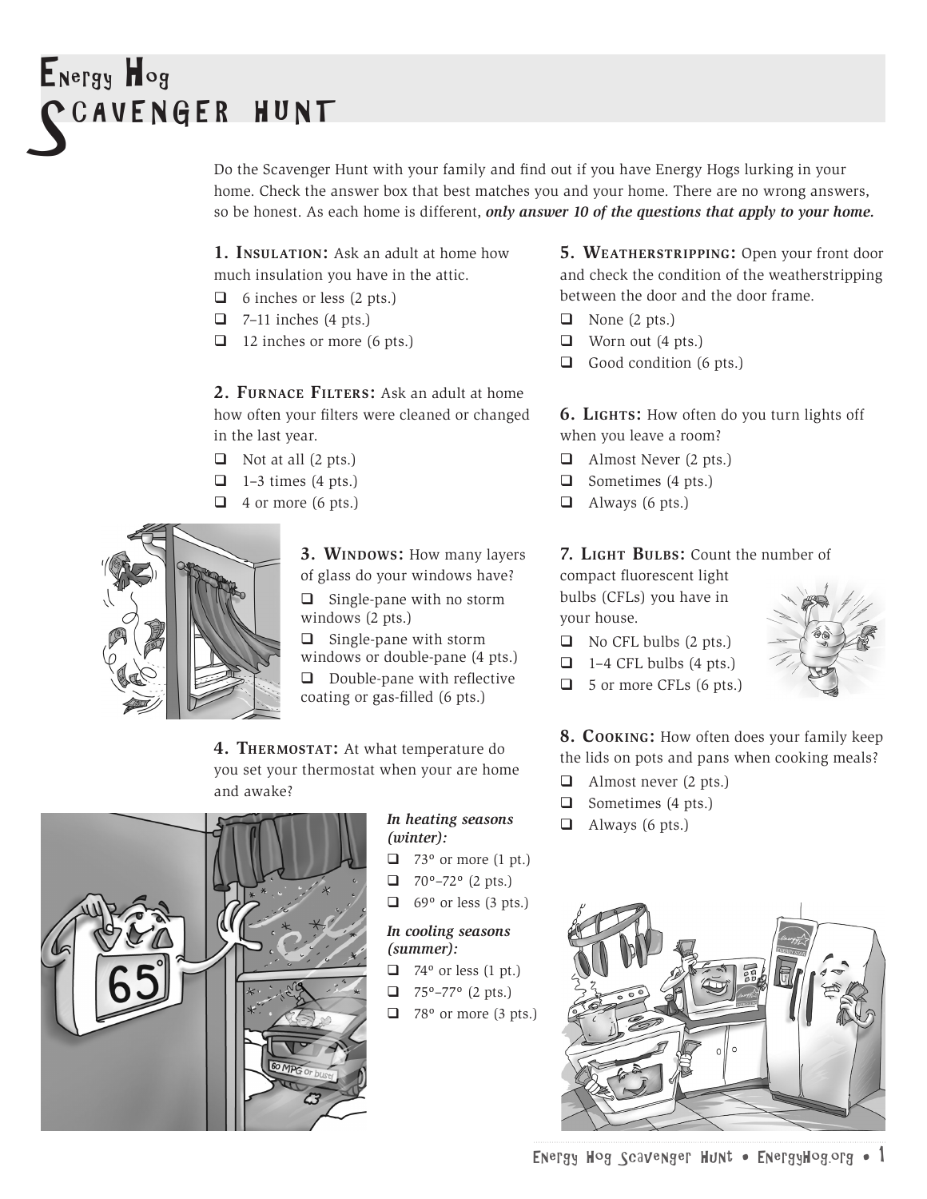# Energy Hog Scavenger Hunt

Do the Scavenger Hunt with your family and find out if you have Energy Hogs lurking in your home. Check the answer box that best matches you and your home. There are no wrong answers, so be honest. As each home is different, ***only answer 10 of the questions that apply to your home.***

**1. Insulation:** Ask an adult at home how much insulation you have in the attic.

- ❑ 6 inches or less (2 pts.)
- ❑ 7–11 inches (4 pts.)
- ❑ 12 inches or more (6 pts.)

**2. Furnace Filters:** Ask an adult at home how often your filters were cleaned or changed in the last year.

- ❑ Not at all (2 pts.)
- ❑ 1–3 times (4 pts.)
- ❑ 4 or more (6 pts.)

**3. Windows:** How many layers of glass do your windows have?

- ❑ Single-pane with no storm windows (2 pts.)
- ❑ Single-pane with storm windows or double-pane (4 pts.)
- ❑ Double-pane with reflective coating or gas-filled (6 pts.)

**4. Thermostat:** At what temperature do you set your thermostat when your are home and awake?

***In heating seasons (winter):***

- ❑ 73° or more (1 pt.)
- ❑ 70°–72° (2 pts.)
- ❑ 69° or less (3 pts.)

***In cooling seasons (summer):***

- ❑ 74° or less (1 pt.)
- ❑ 75°–77° (2 pts.)
- ❑ 78° or more (3 pts.)

**5. Weatherstripping:** Open your front door and check the condition of the weatherstripping between the door and the door frame.

- ❑ None (2 pts.)
- ❑ Worn out (4 pts.)
- ❑ Good condition (6 pts.)

**6. Lights:** How often do you turn lights off when you leave a room?

- ❑ Almost Never (2 pts.)
- ❑ Sometimes (4 pts.)
- ❑ Always (6 pts.)

**7. Light Bulbs:** Count the number of compact fluorescent light bulbs (CFLs) you have in your house.

- ❑ No CFL bulbs (2 pts.)
- ❑ 1–4 CFL bulbs (4 pts.)
- ❑ 5 or more CFLs (6 pts.)

**8. Cooking:** How often does your family keep the lids on pots and pans when cooking meals?

- ❑ Almost never (2 pts.)
- ❑ Sometimes (4 pts.)
- ❑ Always (6 pts.)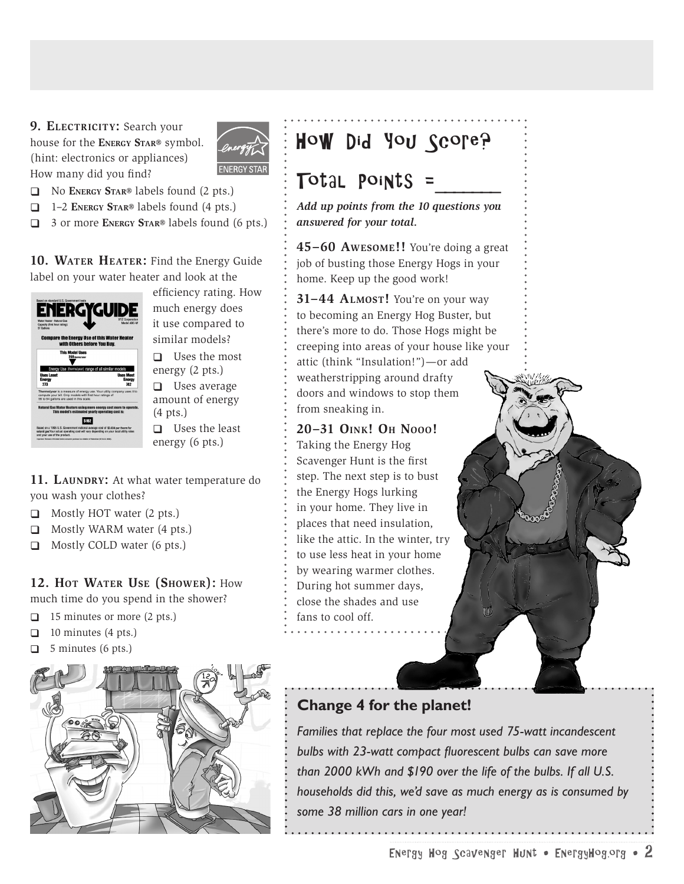**9. Electricity:** Search your house for the **Energy Star®** symbol. (hint: electronics or appliances) How many did you find?

- ❑ No **Energy Star®** labels found (2 pts.)
- ❑ 1–2 **Energy Star®** labels found (4 pts.)
- ❑ 3 or more **Energy Star®** labels found (6 pts.)

**10. Water Heater:** Find the Energy Guide label on your water heater and look at the efficiency rating. How much energy does it use compared to similar models?

- ❑ Uses the most energy (2 pts.)
- ❑ Uses average amount of energy (4 pts.)
- ❑ Uses the least energy (6 pts.)

**11. Laundry:** At what water temperature do you wash your clothes?

- ❑ Mostly HOT water (2 pts.)
- ❑ Mostly WARM water (4 pts.)
- ❑ Mostly COLD water (6 pts.)

**12. Hot Water Use (Shower):** How much time do you spend in the shower?

- ❑ 15 minutes or more (2 pts.)
- ❑ 10 minutes (4 pts.)
- ❑ 5 minutes (6 pts.)

## How Did You Score?

## Total Points = ______

***Add up points from the 10 questions you answered for your total.***

**45–60 Awesome!!** You're doing a great job of busting those Energy Hogs in your home. Keep up the good work!

**31–44 Almost!** You're on your way to becoming an Energy Hog Buster, but there's more to do. Those Hogs might be creeping into areas of your house like your attic (think "Insulation!")—or add weatherstripping around drafty doors and windows to stop them from sneaking in.

**20–31 Oink! Oh Nooo!** Taking the Energy Hog Scavenger Hunt is the first step. The next step is to bust the Energy Hogs lurking in your home. They live in places that need insulation, like the attic. In the winter, try to use less heat in your home by wearing warmer clothes. During hot summer days, close the shades and use fans to cool off.

### Change 4 for the planet!

*Families that replace the four most used 75-watt incandescent bulbs with 23-watt compact fluorescent bulbs can save more than 2000 kWh and $190 over the life of the bulbs. If all U.S. households did this, we'd save as much energy as is consumed by some 38 million cars in one year!*